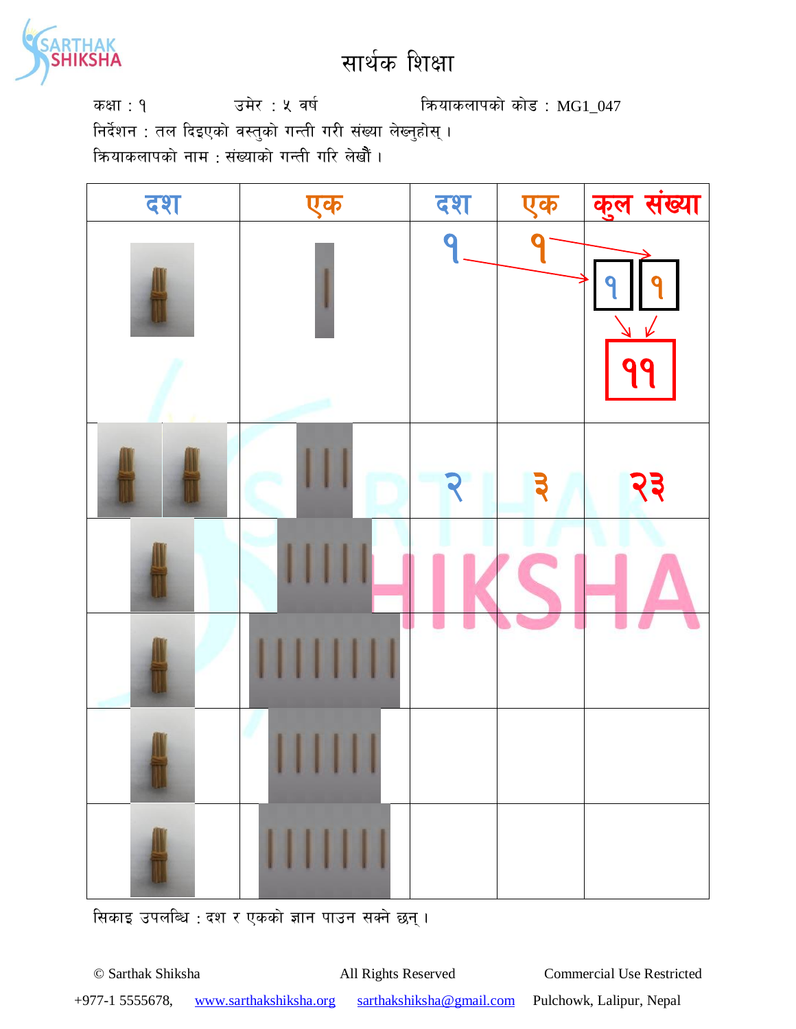# सार्थक शिक्षा

कक्षा : १ उमेर : ५ वर्ष क्रियाकलापको कोड : MG1_047

निर्देशन : तल दिइएको वस्तुको गन्ती गरी संख्या लेख्नुहोस् ।

क्रियाकलापको नाम : संख्याको गन्ती गरि लेखौं ।

| दश | एक | दश | एक | कुल संख्या |
|---|---|---|---|---|
| | | १ | १ | १ १ → ११ |
| | | २ | ३ | २३ |
| | | | | |
| | | | | |
| | | | | |
| | | | | |

सिकाइ उपलब्धि : दश र एकको ज्ञान पाउन सक्ने छन् ।

© Sarthak Shiksha All Rights Reserved Commercial Use Restricted

+977-1 5555678, www.sarthakshiksha.org sarthakshiksha@gmail.com Pulchowk, Lalipur, Nepal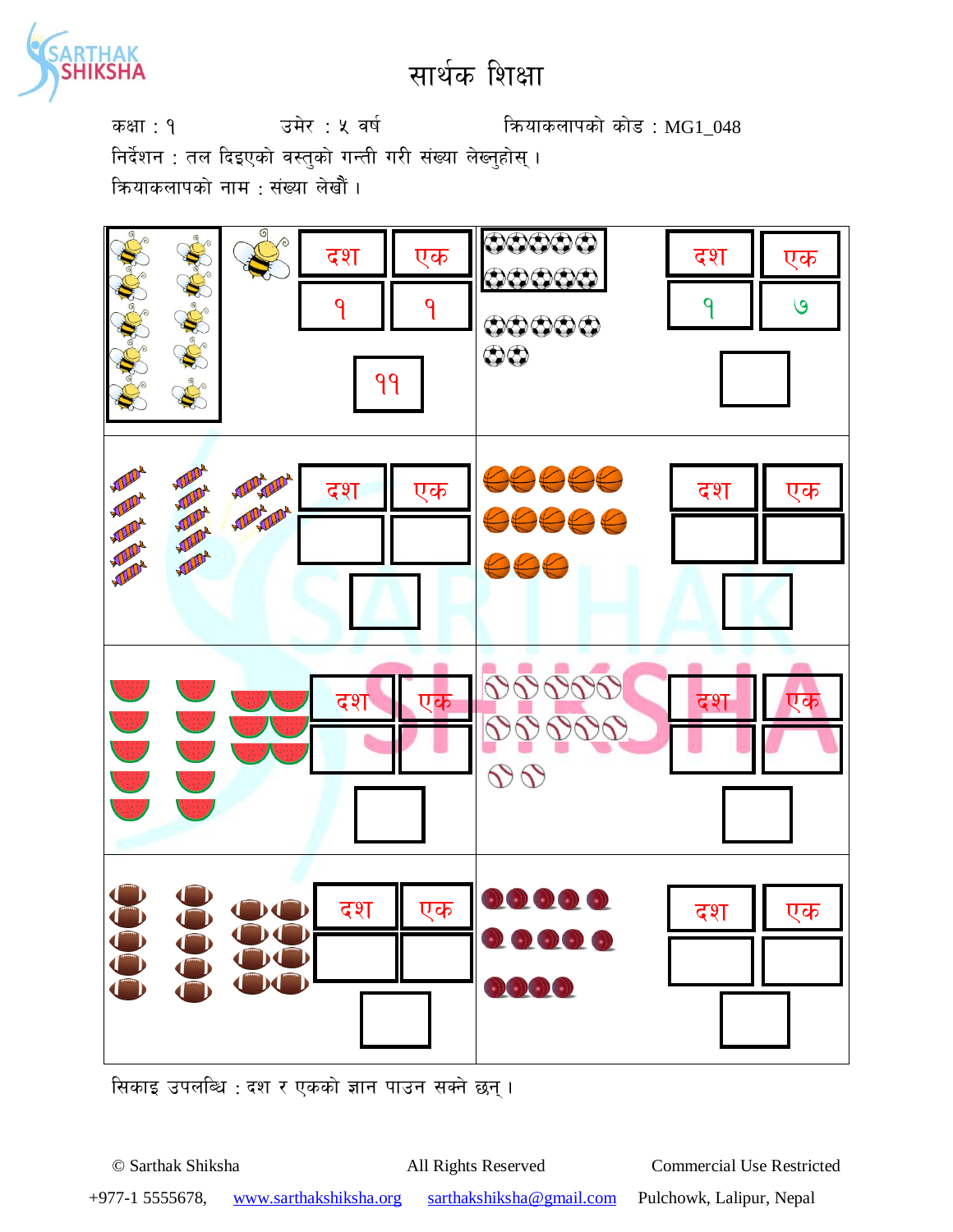# सार्थक शिक्षा

कक्षा : १ उमेर : ५ वर्ष क्रियाकलापको कोड : MG1_048

निर्देशन : तल दिइएको वस्तुको गन्ती गरी संख्या लेख्नुहोस् ।

क्रियाकलापको नाम : संख्या लेखौं ।

| दश | एक | | दश | एक | |
|---|---|---|---|---|---|
| १ | १ | ११ | १ | ७ | |
| | | | | | |
| | | | | | |
| | | | | | |

सिकाइ उपलब्धि : दश र एकको ज्ञान पाउन सक्ने छन् ।

© Sarthak Shiksha All Rights Reserved Commercial Use Restricted

+977-1 5555678, www.sarthakshiksha.org sarthakshiksha@gmail.com Pulchowk, Lalipur, Nepal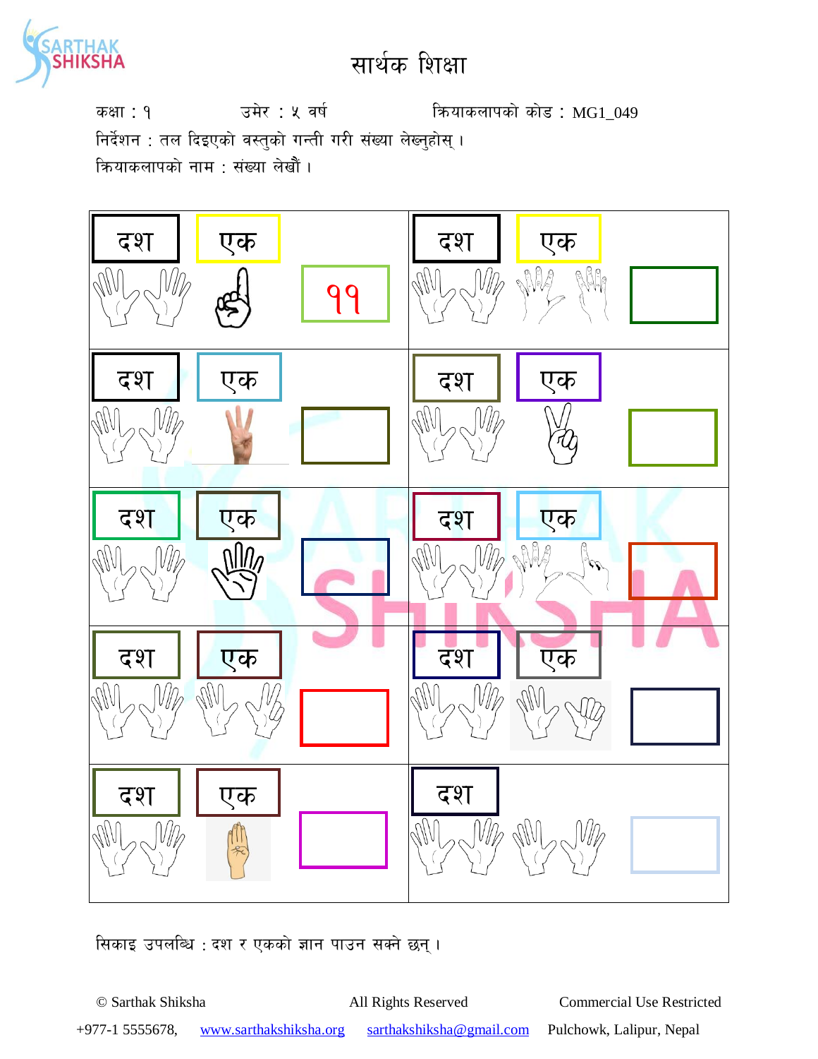# सार्थक शिक्षा

कक्षा : १ उमेर : ५ वर्ष क्रियाकलापको कोड : MG1_049

निर्देशन : तल दिइएको वस्तुको गन्ती गरी संख्या लेख्नुहोस् ।

क्रियाकलापको नाम : संख्या लेखौं ।

| दश | एक | |
|---|---|---|
| दश | एक | ११ |
| दश | एक | |
| दश | एक | |
| दश | एक | |
| दश | एक | |
| दश | एक | |
| दश | एक | |
| दश | एक | |
| दश | एक | |
| दश | | |

सिकाइ उपलब्धि : दश र एकको ज्ञान पाउन सक्ने छन् ।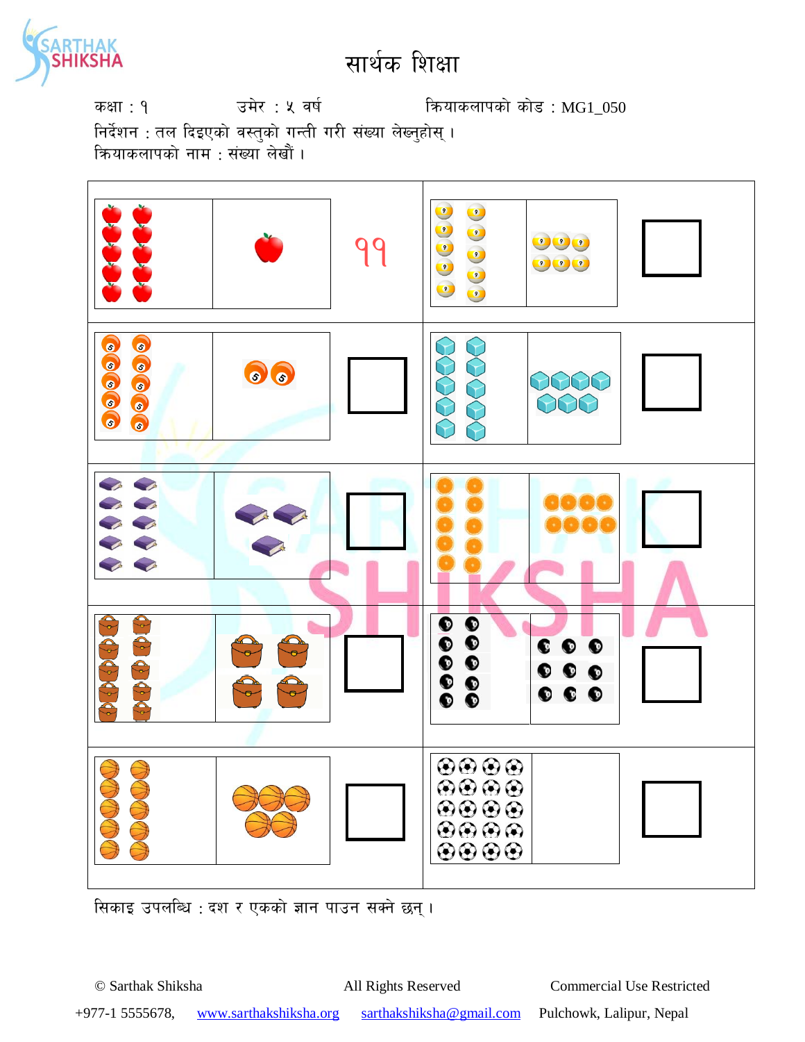# सार्थक शिक्षा

कक्षा : १ उमेर : ५ वर्ष क्रियाकलापको कोड : MG1_050

निर्देशन : तल दिइएको वस्तुको गन्ती गरी संख्या लेख्नुहोस् ।

क्रियाकलापको नाम : संख्या लेखौं ।

११

सिकाइ उपलब्धि : दश र एकको ज्ञान पाउन सक्ने छन् ।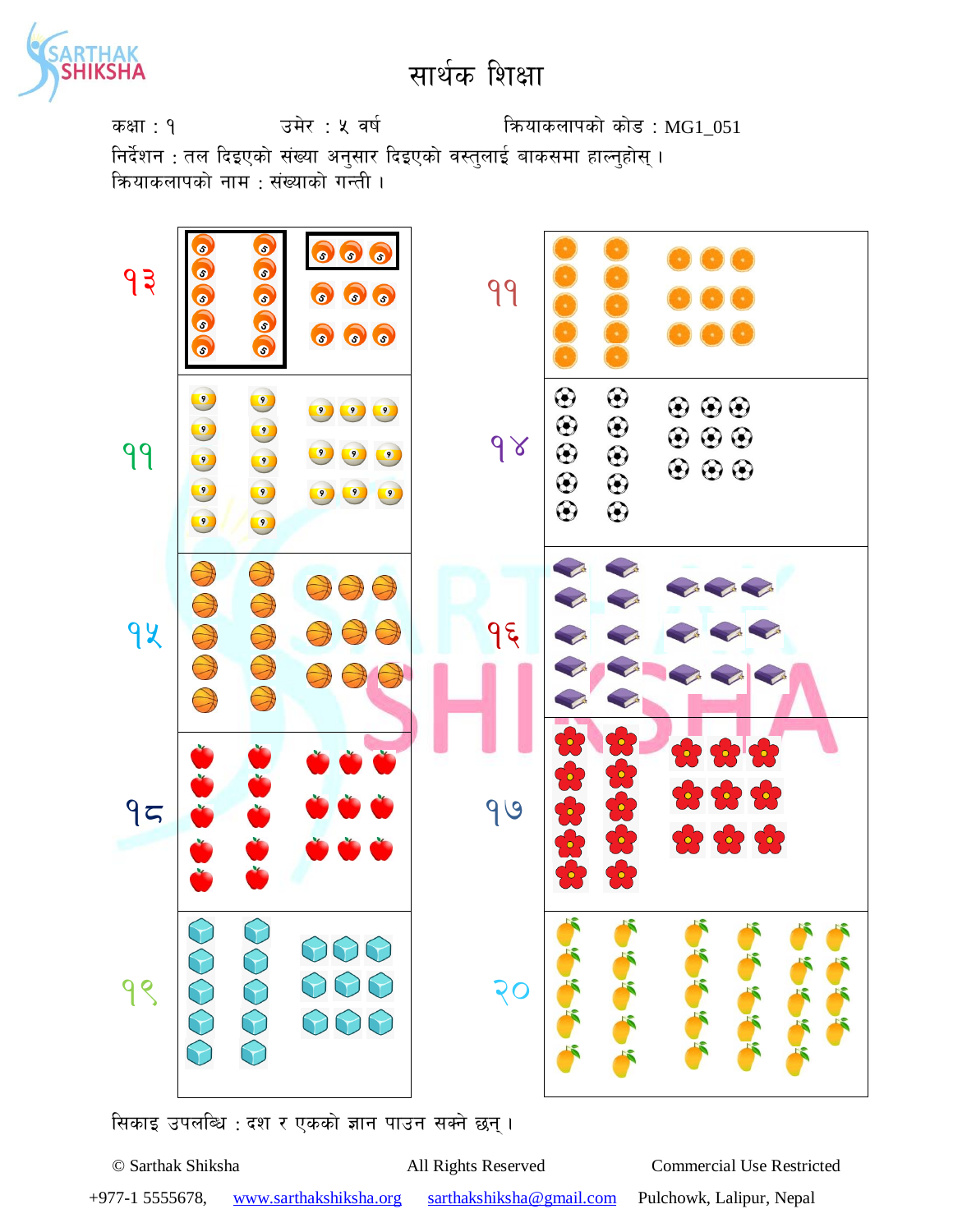# सार्थक शिक्षा

कक्षा : १ उमेर : ५ वर्ष क्रियाकलापको कोड : MG1_051

निर्देशन : तल दिइएको संख्या अनुसार दिइएको वस्तुलाई बाकसमा हाल्नुहोस् ।

क्रियाकलापको नाम : संख्याको गन्ती ।

१३

११

११

१४

१५

१६

१८

१७

१९

२०

सिकाइ उपलब्धि : दश र एकको ज्ञान पाउन सक्ने छन् ।

© Sarthak Shiksha All Rights Reserved Commercial Use Restricted

+977-1 5555678, www.sarthakshiksha.org sarthakshiksha@gmail.com Pulchowk, Lalipur, Nepal